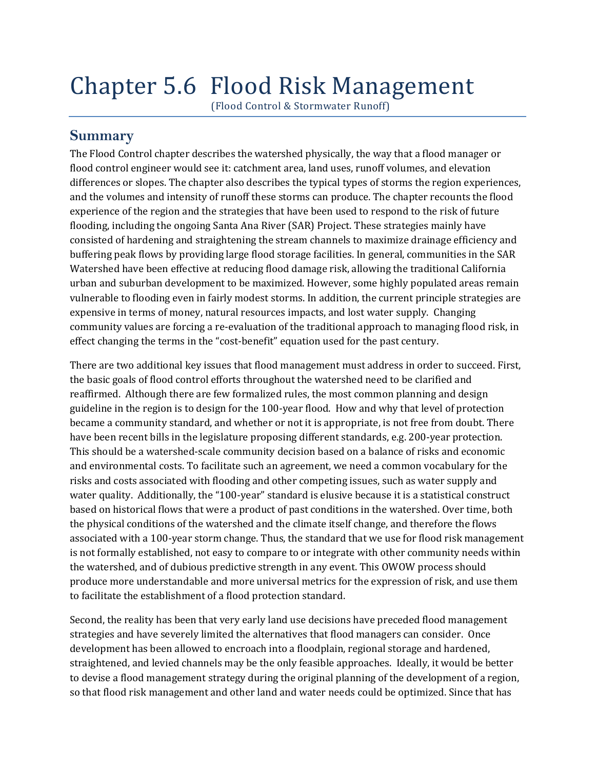# Chapter 5.6 Flood Risk Management

(Flood Control & Stormwater Runoff)

## Summary

The Flood Control chapter describes the watershed physically, the way that a flood manager or flood control engineer would see it: catchment area, land uses, runoff volumes, and elevation differences or slopes. The chapter also describes the typical types of storms the region experiences, and the volumes and intensity of runoff these storms can produce. The chapter recounts the flood experience of the region and the strategies that have been used to respond to the risk of future flooding, including the ongoing Santa Ana River (SAR) Project. These strategies mainly have consisted of hardening and straightening the stream channels to maximize drainage efficiency and buffering peak flows by providing large flood storage facilities. In general, communities in the SAR Watershed have been effective at reducing flood damage risk, allowing the traditional California urban and suburban development to be maximized. However, some highly populated areas remain vulnerable to flooding even in fairly modest storms. In addition, the current principle strategies are expensive in terms of money, natural resources impacts, and lost water supply. Changing community values are forcing a re-evaluation of the traditional approach to managing flood risk, in effect changing the terms in the "cost-benefit" equation used for the past century.

There are two additional key issues that flood management must address in order to succeed. First, the basic goals of flood control efforts throughout the watershed need to be clarified and reaffirmed. Although there are few formalized rules, the most common planning and design guideline in the region is to design for the 100-year flood. How and why that level of protection became a community standard, and whether or not it is appropriate, is not free from doubt. There have been recent bills in the legislature proposing different standards, e.g. 200-year protection. This should be a watershed-scale community decision based on a balance of risks and economic and environmental costs. To facilitate such an agreement, we need a common vocabulary for the risks and costs associated with flooding and other competing issues, such as water supply and water quality. Additionally, the "100-year" standard is elusive because it is a statistical construct based on historical flows that were a product of past conditions in the watershed. Over time, both the physical conditions of the watershed and the climate itself change, and therefore the flows associated with a 100-year storm change. Thus, the standard that we use for flood risk management is not formally established, not easy to compare to or integrate with other community needs within the watershed, and of dubious predictive strength in any event. This OWOW process should produce more understandable and more universal metrics for the expression of risk, and use them to facilitate the establishment of a flood protection standard.

Second, the reality has been that very early land use decisions have preceded flood management strategies and have severely limited the alternatives that flood managers can consider. Once development has been allowed to encroach into a floodplain, regional storage and hardened, straightened, and levied channels may be the only feasible approaches. Ideally, it would be better to devise a flood management strategy during the original planning of the development of a region, so that flood risk management and other land and water needs could be optimized. Since that has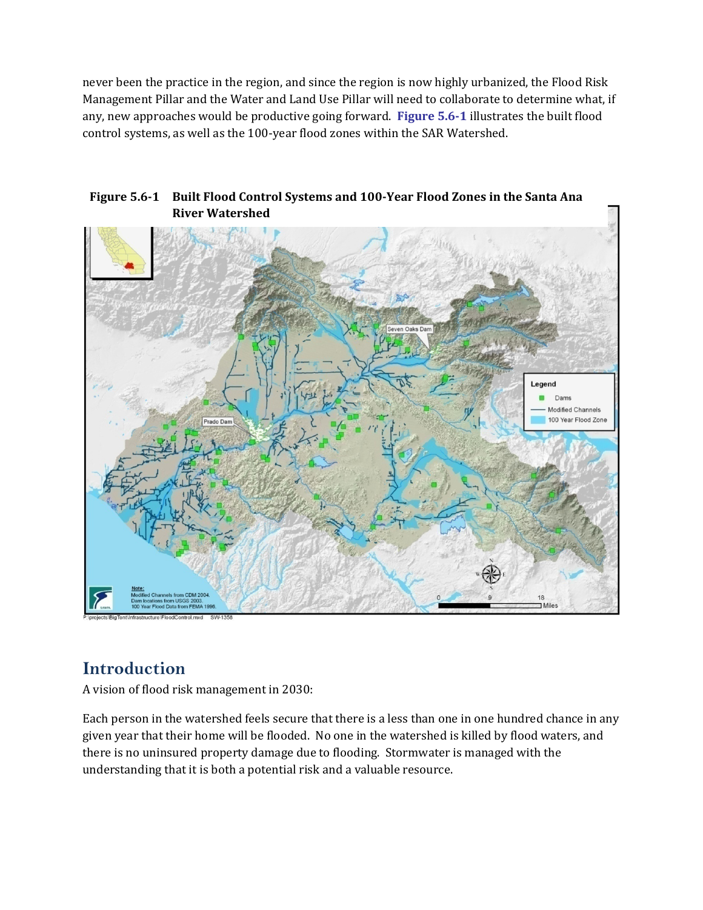never been the practice in the region, and since the region is now highly urbanized, the Flood Risk Management Pillar and the Water and Land Use Pillar will need to collaborate to determine what, if any, new approaches would be productive going forward. **Figure 5.6-1** illustrates the built flood control systems, as well as the 100-year flood zones within the SAR Watershed.

**Figure 5.6-1 Built Flood Control Systems and 100-Year Flood Zones in the Santa Ana River Watershed**

## Introduction

A vision of flood risk management in 2030:

Each person in the watershed feels secure that there is a less than one in one hundred chance in any given year that their home will be flooded. No one in the watershed is killed by flood waters, and there is no uninsured property damage due to flooding. Stormwater is managed with the understanding that it is both a potential risk and a valuable resource.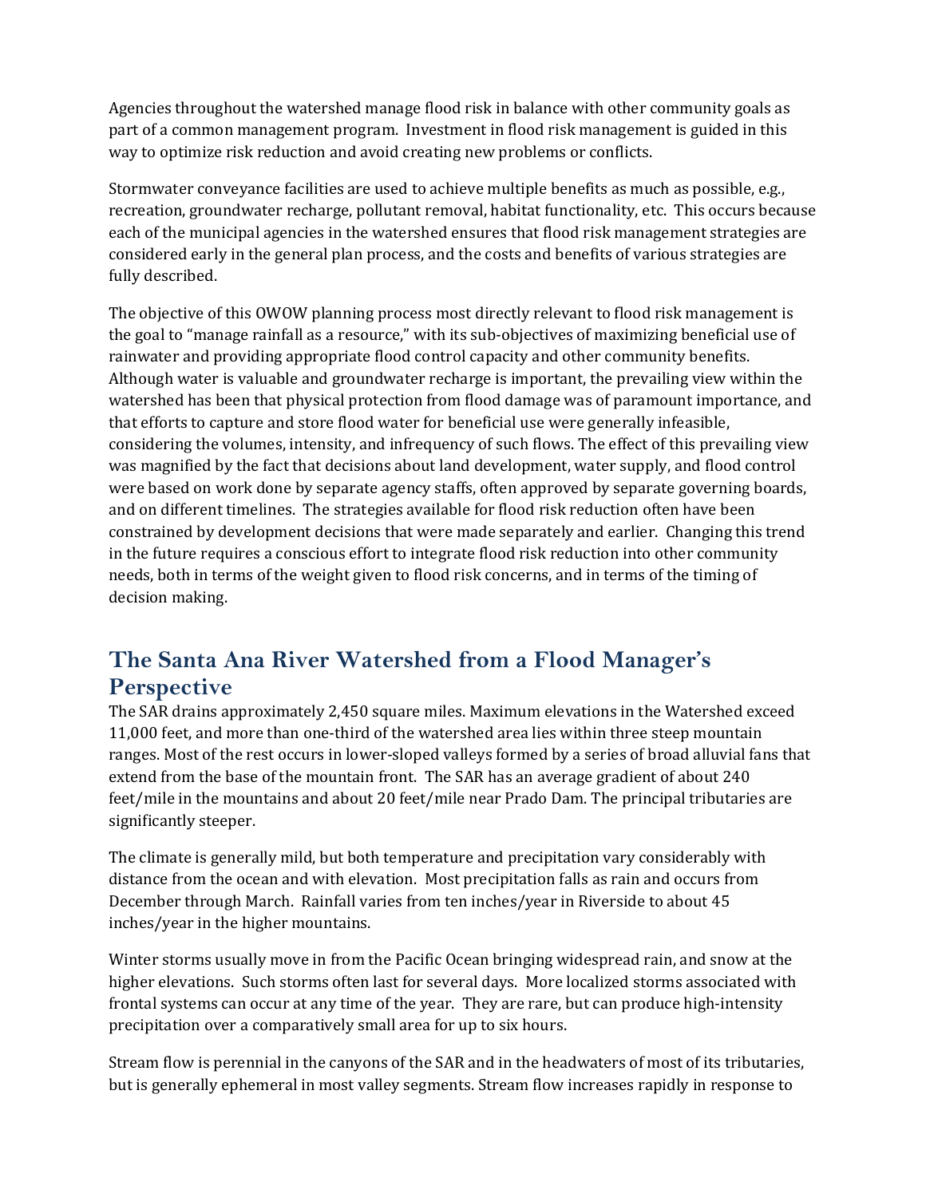Agencies throughout the watershed manage flood risk in balance with other community goals as part of a common management program. Investment in flood risk management is guided in this way to optimize risk reduction and avoid creating new problems or conflicts.

Stormwater conveyance facilities are used to achieve multiple benefits as much as possible, e.g., recreation, groundwater recharge, pollutant removal, habitat functionality, etc. This occurs because each of the municipal agencies in the watershed ensures that flood risk management strategies are considered early in the general plan process, and the costs and benefits of various strategies are fully described.

The objective of this OWOW planning process most directly relevant to flood risk management is the goal to "manage rainfall as a resource," with its sub-objectives of maximizing beneficial use of rainwater and providing appropriate flood control capacity and other community benefits. Although water is valuable and groundwater recharge is important, the prevailing view within the watershed has been that physical protection from flood damage was of paramount importance, and that efforts to capture and store flood water for beneficial use were generally infeasible, considering the volumes, intensity, and infrequency of such flows. The effect of this prevailing view was magnified by the fact that decisions about land development, water supply, and flood control were based on work done by separate agency staffs, often approved by separate governing boards, and on different timelines. The strategies available for flood risk reduction often have been constrained by development decisions that were made separately and earlier. Changing this trend in the future requires a conscious effort to integrate flood risk reduction into other community needs, both in terms of the weight given to flood risk concerns, and in terms of the timing of decision making.

## The Santa Ana River Watershed from a Flood Manager's Perspective

The SAR drains approximately 2,450 square miles. Maximum elevations in the Watershed exceed 11,000 feet, and more than one-third of the watershed area lies within three steep mountain ranges. Most of the rest occurs in lower-sloped valleys formed by a series of broad alluvial fans that extend from the base of the mountain front. The SAR has an average gradient of about 240 feet/mile in the mountains and about 20 feet/mile near Prado Dam. The principal tributaries are significantly steeper.

The climate is generally mild, but both temperature and precipitation vary considerably with distance from the ocean and with elevation. Most precipitation falls as rain and occurs from December through March. Rainfall varies from ten inches/year in Riverside to about 45 inches/year in the higher mountains.

Winter storms usually move in from the Pacific Ocean bringing widespread rain, and snow at the higher elevations. Such storms often last for several days. More localized storms associated with frontal systems can occur at any time of the year. They are rare, but can produce high-intensity precipitation over a comparatively small area for up to six hours.

Stream flow is perennial in the canyons of the SAR and in the headwaters of most of its tributaries, but is generally ephemeral in most valley segments. Stream flow increases rapidly in response to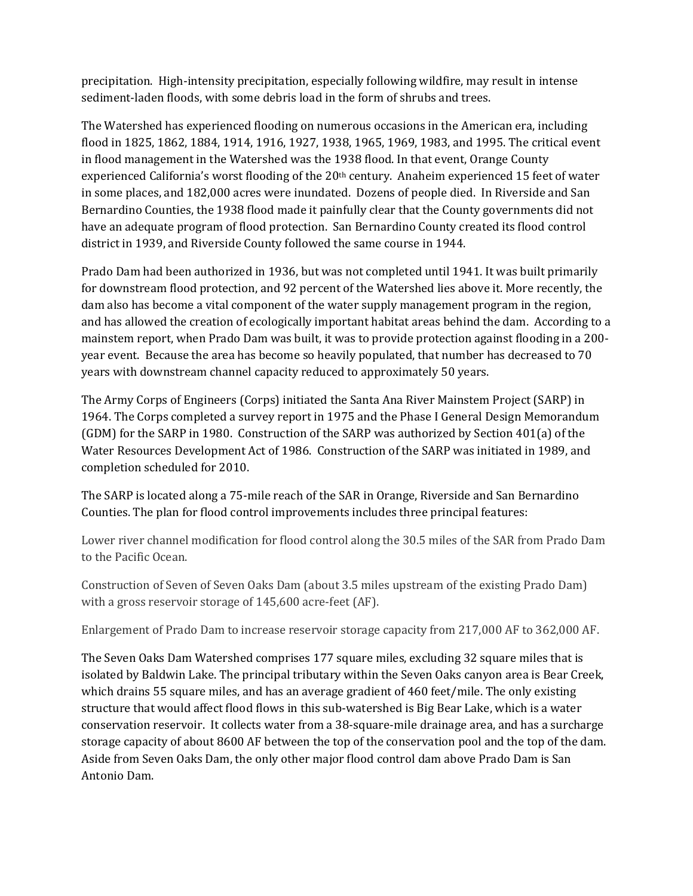precipitation. High-intensity precipitation, especially following wildfire, may result in intense sediment-laden floods, with some debris load in the form of shrubs and trees.

The Watershed has experienced flooding on numerous occasions in the American era, including flood in 1825, 1862, 1884, 1914, 1916, 1927, 1938, 1965, 1969, 1983, and 1995. The critical event in flood management in the Watershed was the 1938 flood. In that event, Orange County experienced California's worst flooding of the 20th century. Anaheim experienced 15 feet of water in some places, and 182,000 acres were inundated. Dozens of people died. In Riverside and San Bernardino Counties, the 1938 flood made it painfully clear that the County governments did not have an adequate program of flood protection. San Bernardino County created its flood control district in 1939, and Riverside County followed the same course in 1944.

Prado Dam had been authorized in 1936, but was not completed until 1941. It was built primarily for downstream flood protection, and 92 percent of the Watershed lies above it. More recently, the dam also has become a vital component of the water supply management program in the region, and has allowed the creation of ecologically important habitat areas behind the dam. According to a mainstem report, when Prado Dam was built, it was to provide protection against flooding in a 200-year event. Because the area has become so heavily populated, that number has decreased to 70 years with downstream channel capacity reduced to approximately 50 years.

The Army Corps of Engineers (Corps) initiated the Santa Ana River Mainstem Project (SARP) in 1964. The Corps completed a survey report in 1975 and the Phase I General Design Memorandum (GDM) for the SARP in 1980. Construction of the SARP was authorized by Section 401(a) of the Water Resources Development Act of 1986. Construction of the SARP was initiated in 1989, and completion scheduled for 2010.

The SARP is located along a 75-mile reach of the SAR in Orange, Riverside and San Bernardino Counties. The plan for flood control improvements includes three principal features:

Lower river channel modification for flood control along the 30.5 miles of the SAR from Prado Dam to the Pacific Ocean.

Construction of Seven of Seven Oaks Dam (about 3.5 miles upstream of the existing Prado Dam) with a gross reservoir storage of 145,600 acre-feet (AF).

Enlargement of Prado Dam to increase reservoir storage capacity from 217,000 AF to 362,000 AF.

The Seven Oaks Dam Watershed comprises 177 square miles, excluding 32 square miles that is isolated by Baldwin Lake. The principal tributary within the Seven Oaks canyon area is Bear Creek, which drains 55 square miles, and has an average gradient of 460 feet/mile. The only existing structure that would affect flood flows in this sub-watershed is Big Bear Lake, which is a water conservation reservoir. It collects water from a 38-square-mile drainage area, and has a surcharge storage capacity of about 8600 AF between the top of the conservation pool and the top of the dam. Aside from Seven Oaks Dam, the only other major flood control dam above Prado Dam is San Antonio Dam.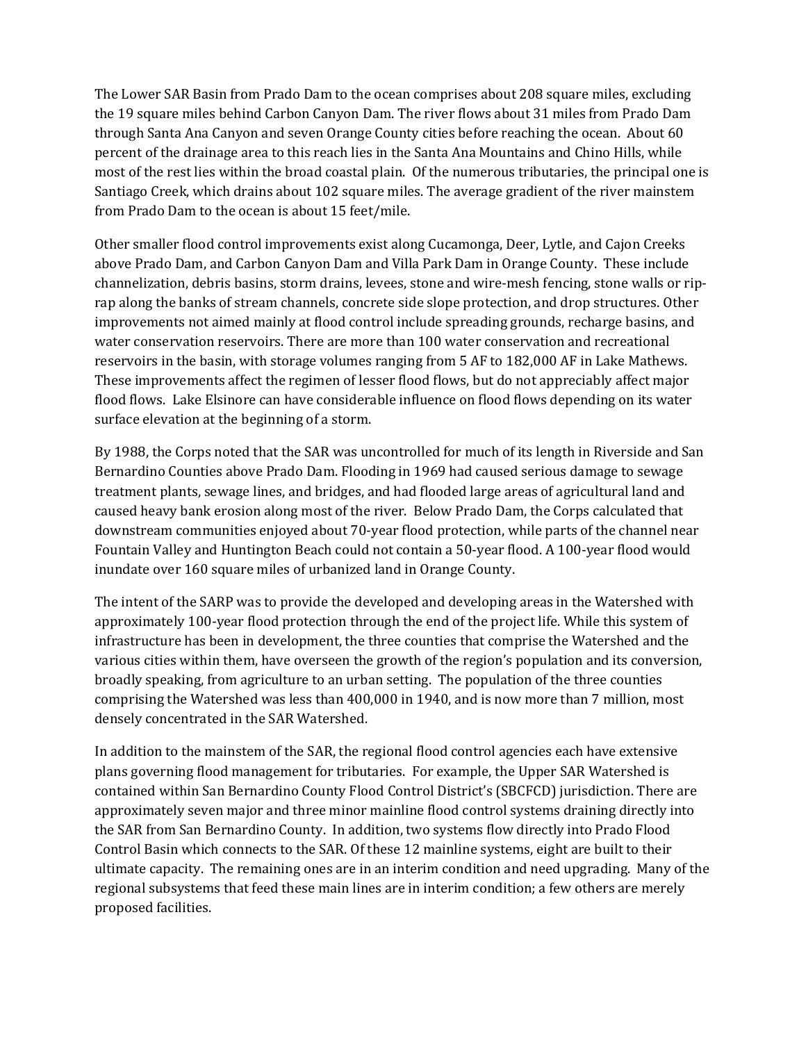The Lower SAR Basin from Prado Dam to the ocean comprises about 208 square miles, excluding the 19 square miles behind Carbon Canyon Dam. The river flows about 31 miles from Prado Dam through Santa Ana Canyon and seven Orange County cities before reaching the ocean. About 60 percent of the drainage area to this reach lies in the Santa Ana Mountains and Chino Hills, while most of the rest lies within the broad coastal plain. Of the numerous tributaries, the principal one is Santiago Creek, which drains about 102 square miles. The average gradient of the river mainstem from Prado Dam to the ocean is about 15 feet/mile.

Other smaller flood control improvements exist along Cucamonga, Deer, Lytle, and Cajon Creeks above Prado Dam, and Carbon Canyon Dam and Villa Park Dam in Orange County. These include channelization, debris basins, storm drains, levees, stone and wire-mesh fencing, stone walls or rip-rap along the banks of stream channels, concrete side slope protection, and drop structures. Other improvements not aimed mainly at flood control include spreading grounds, recharge basins, and water conservation reservoirs. There are more than 100 water conservation and recreational reservoirs in the basin, with storage volumes ranging from 5 AF to 182,000 AF in Lake Mathews. These improvements affect the regimen of lesser flood flows, but do not appreciably affect major flood flows. Lake Elsinore can have considerable influence on flood flows depending on its water surface elevation at the beginning of a storm.

By 1988, the Corps noted that the SAR was uncontrolled for much of its length in Riverside and San Bernardino Counties above Prado Dam. Flooding in 1969 had caused serious damage to sewage treatment plants, sewage lines, and bridges, and had flooded large areas of agricultural land and caused heavy bank erosion along most of the river. Below Prado Dam, the Corps calculated that downstream communities enjoyed about 70-year flood protection, while parts of the channel near Fountain Valley and Huntington Beach could not contain a 50-year flood. A 100-year flood would inundate over 160 square miles of urbanized land in Orange County.

The intent of the SARP was to provide the developed and developing areas in the Watershed with approximately 100-year flood protection through the end of the project life. While this system of infrastructure has been in development, the three counties that comprise the Watershed and the various cities within them, have overseen the growth of the region's population and its conversion, broadly speaking, from agriculture to an urban setting. The population of the three counties comprising the Watershed was less than 400,000 in 1940, and is now more than 7 million, most densely concentrated in the SAR Watershed.

In addition to the mainstem of the SAR, the regional flood control agencies each have extensive plans governing flood management for tributaries. For example, the Upper SAR Watershed is contained within San Bernardino County Flood Control District's (SBCFCD) jurisdiction. There are approximately seven major and three minor mainline flood control systems draining directly into the SAR from San Bernardino County. In addition, two systems flow directly into Prado Flood Control Basin which connects to the SAR. Of these 12 mainline systems, eight are built to their ultimate capacity. The remaining ones are in an interim condition and need upgrading. Many of the regional subsystems that feed these main lines are in interim condition; a few others are merely proposed facilities.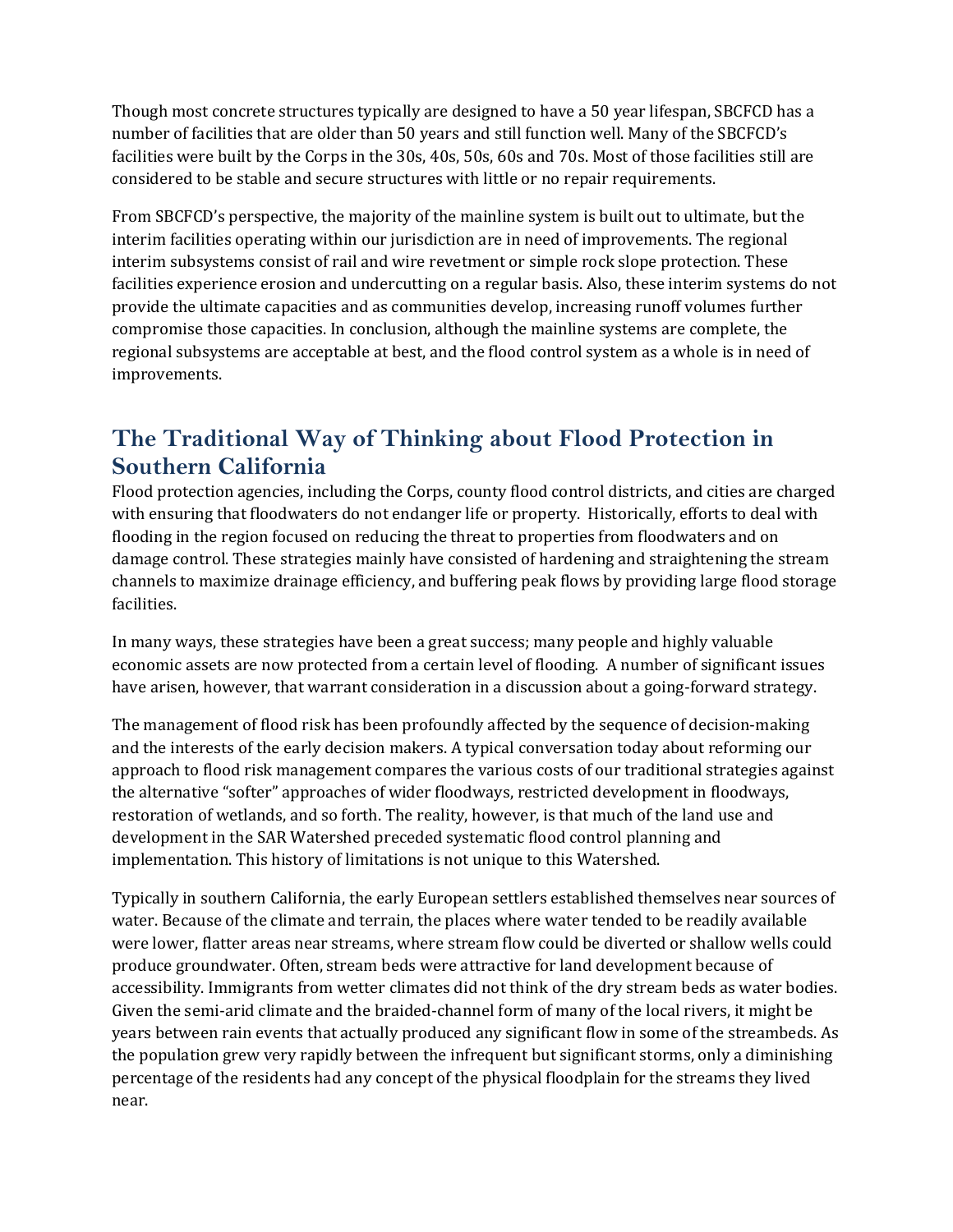Though most concrete structures typically are designed to have a 50 year lifespan, SBCFCD has a number of facilities that are older than 50 years and still function well. Many of the SBCFCD's facilities were built by the Corps in the 30s, 40s, 50s, 60s and 70s. Most of those facilities still are considered to be stable and secure structures with little or no repair requirements.

From SBCFCD's perspective, the majority of the mainline system is built out to ultimate, but the interim facilities operating within our jurisdiction are in need of improvements. The regional interim subsystems consist of rail and wire revetment or simple rock slope protection. These facilities experience erosion and undercutting on a regular basis. Also, these interim systems do not provide the ultimate capacities and as communities develop, increasing runoff volumes further compromise those capacities. In conclusion, although the mainline systems are complete, the regional subsystems are acceptable at best, and the flood control system as a whole is in need of improvements.

## The Traditional Way of Thinking about Flood Protection in Southern California

Flood protection agencies, including the Corps, county flood control districts, and cities are charged with ensuring that floodwaters do not endanger life or property. Historically, efforts to deal with flooding in the region focused on reducing the threat to properties from floodwaters and on damage control. These strategies mainly have consisted of hardening and straightening the stream channels to maximize drainage efficiency, and buffering peak flows by providing large flood storage facilities.

In many ways, these strategies have been a great success; many people and highly valuable economic assets are now protected from a certain level of flooding. A number of significant issues have arisen, however, that warrant consideration in a discussion about a going-forward strategy.

The management of flood risk has been profoundly affected by the sequence of decision-making and the interests of the early decision makers. A typical conversation today about reforming our approach to flood risk management compares the various costs of our traditional strategies against the alternative "softer" approaches of wider floodways, restricted development in floodways, restoration of wetlands, and so forth. The reality, however, is that much of the land use and development in the SAR Watershed preceded systematic flood control planning and implementation. This history of limitations is not unique to this Watershed.

Typically in southern California, the early European settlers established themselves near sources of water. Because of the climate and terrain, the places where water tended to be readily available were lower, flatter areas near streams, where stream flow could be diverted or shallow wells could produce groundwater. Often, stream beds were attractive for land development because of accessibility. Immigrants from wetter climates did not think of the dry stream beds as water bodies. Given the semi-arid climate and the braided-channel form of many of the local rivers, it might be years between rain events that actually produced any significant flow in some of the streambeds. As the population grew very rapidly between the infrequent but significant storms, only a diminishing percentage of the residents had any concept of the physical floodplain for the streams they lived near.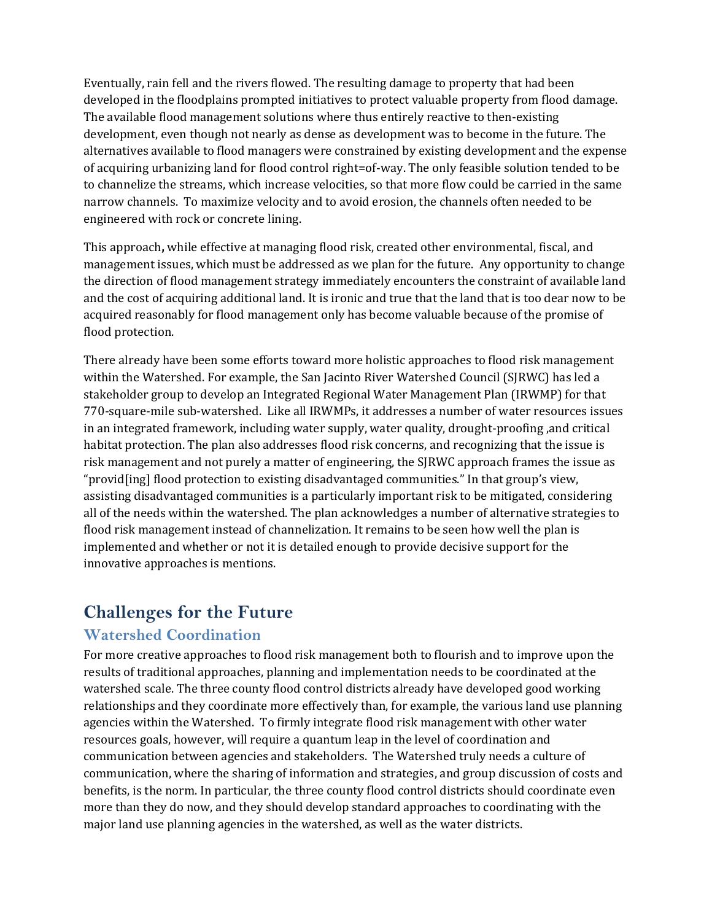Eventually, rain fell and the rivers flowed. The resulting damage to property that had been developed in the floodplains prompted initiatives to protect valuable property from flood damage. The available flood management solutions where thus entirely reactive to then-existing development, even though not nearly as dense as development was to become in the future. The alternatives available to flood managers were constrained by existing development and the expense of acquiring urbanizing land for flood control right=of-way. The only feasible solution tended to be to channelize the streams, which increase velocities, so that more flow could be carried in the same narrow channels. To maximize velocity and to avoid erosion, the channels often needed to be engineered with rock or concrete lining.

This approach**,** while effective at managing flood risk, created other environmental, fiscal, and management issues, which must be addressed as we plan for the future. Any opportunity to change the direction of flood management strategy immediately encounters the constraint of available land and the cost of acquiring additional land. It is ironic and true that the land that is too dear now to be acquired reasonably for flood management only has become valuable because of the promise of flood protection.

There already have been some efforts toward more holistic approaches to flood risk management within the Watershed. For example, the San Jacinto River Watershed Council (SJRWC) has led a stakeholder group to develop an Integrated Regional Water Management Plan (IRWMP) for that 770-square-mile sub-watershed. Like all IRWMPs, it addresses a number of water resources issues in an integrated framework, including water supply, water quality, drought-proofing ,and critical habitat protection. The plan also addresses flood risk concerns, and recognizing that the issue is risk management and not purely a matter of engineering, the SJRWC approach frames the issue as "provid[ing] flood protection to existing disadvantaged communities." In that group's view, assisting disadvantaged communities is a particularly important risk to be mitigated, considering all of the needs within the watershed. The plan acknowledges a number of alternative strategies to flood risk management instead of channelization. It remains to be seen how well the plan is implemented and whether or not it is detailed enough to provide decisive support for the innovative approaches is mentions.

# Challenges for the Future

## Watershed Coordination

For more creative approaches to flood risk management both to flourish and to improve upon the results of traditional approaches, planning and implementation needs to be coordinated at the watershed scale. The three county flood control districts already have developed good working relationships and they coordinate more effectively than, for example, the various land use planning agencies within the Watershed. To firmly integrate flood risk management with other water resources goals, however, will require a quantum leap in the level of coordination and communication between agencies and stakeholders. The Watershed truly needs a culture of communication, where the sharing of information and strategies, and group discussion of costs and benefits, is the norm. In particular, the three county flood control districts should coordinate even more than they do now, and they should develop standard approaches to coordinating with the major land use planning agencies in the watershed, as well as the water districts.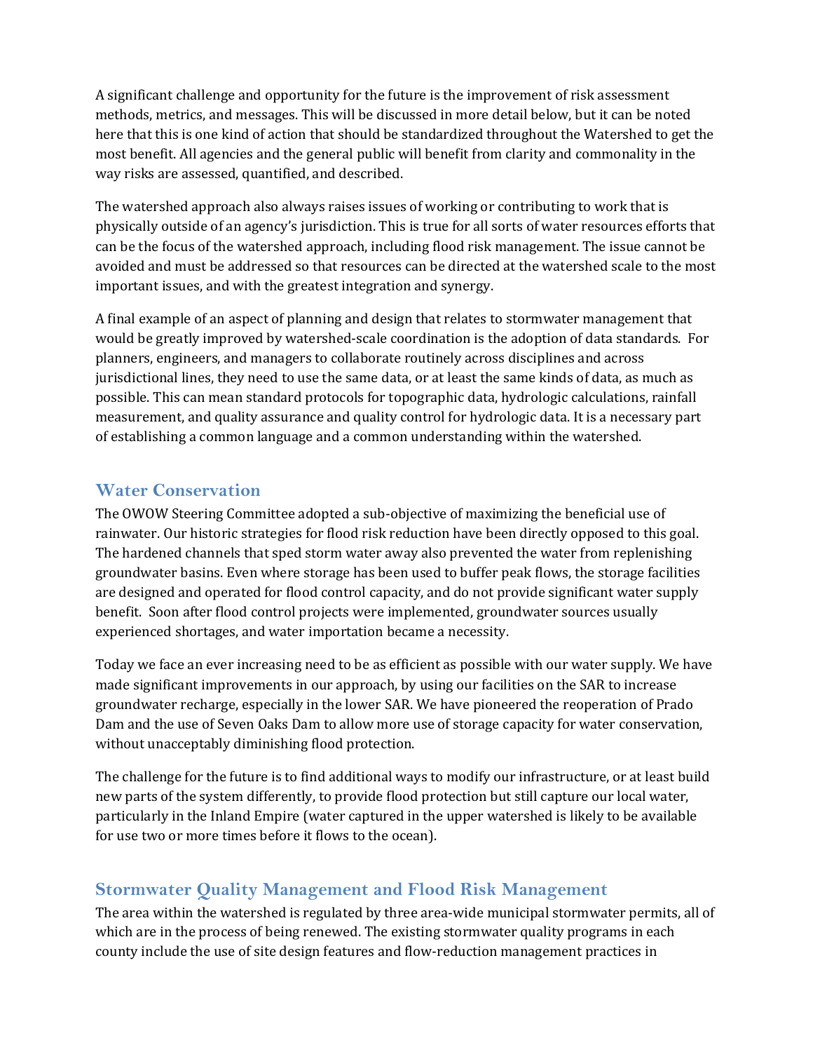A significant challenge and opportunity for the future is the improvement of risk assessment methods, metrics, and messages. This will be discussed in more detail below, but it can be noted here that this is one kind of action that should be standardized throughout the Watershed to get the most benefit. All agencies and the general public will benefit from clarity and commonality in the way risks are assessed, quantified, and described.

The watershed approach also always raises issues of working or contributing to work that is physically outside of an agency's jurisdiction. This is true for all sorts of water resources efforts that can be the focus of the watershed approach, including flood risk management. The issue cannot be avoided and must be addressed so that resources can be directed at the watershed scale to the most important issues, and with the greatest integration and synergy.

A final example of an aspect of planning and design that relates to stormwater management that would be greatly improved by watershed-scale coordination is the adoption of data standards. For planners, engineers, and managers to collaborate routinely across disciplines and across jurisdictional lines, they need to use the same data, or at least the same kinds of data, as much as possible. This can mean standard protocols for topographic data, hydrologic calculations, rainfall measurement, and quality assurance and quality control for hydrologic data. It is a necessary part of establishing a common language and a common understanding within the watershed.

## Water Conservation

The OWOW Steering Committee adopted a sub-objective of maximizing the beneficial use of rainwater. Our historic strategies for flood risk reduction have been directly opposed to this goal. The hardened channels that sped storm water away also prevented the water from replenishing groundwater basins. Even where storage has been used to buffer peak flows, the storage facilities are designed and operated for flood control capacity, and do not provide significant water supply benefit. Soon after flood control projects were implemented, groundwater sources usually experienced shortages, and water importation became a necessity.

Today we face an ever increasing need to be as efficient as possible with our water supply. We have made significant improvements in our approach, by using our facilities on the SAR to increase groundwater recharge, especially in the lower SAR. We have pioneered the reoperation of Prado Dam and the use of Seven Oaks Dam to allow more use of storage capacity for water conservation, without unacceptably diminishing flood protection.

The challenge for the future is to find additional ways to modify our infrastructure, or at least build new parts of the system differently, to provide flood protection but still capture our local water, particularly in the Inland Empire (water captured in the upper watershed is likely to be available for use two or more times before it flows to the ocean).

## Stormwater Quality Management and Flood Risk Management

The area within the watershed is regulated by three area-wide municipal stormwater permits, all of which are in the process of being renewed. The existing stormwater quality programs in each county include the use of site design features and flow-reduction management practices in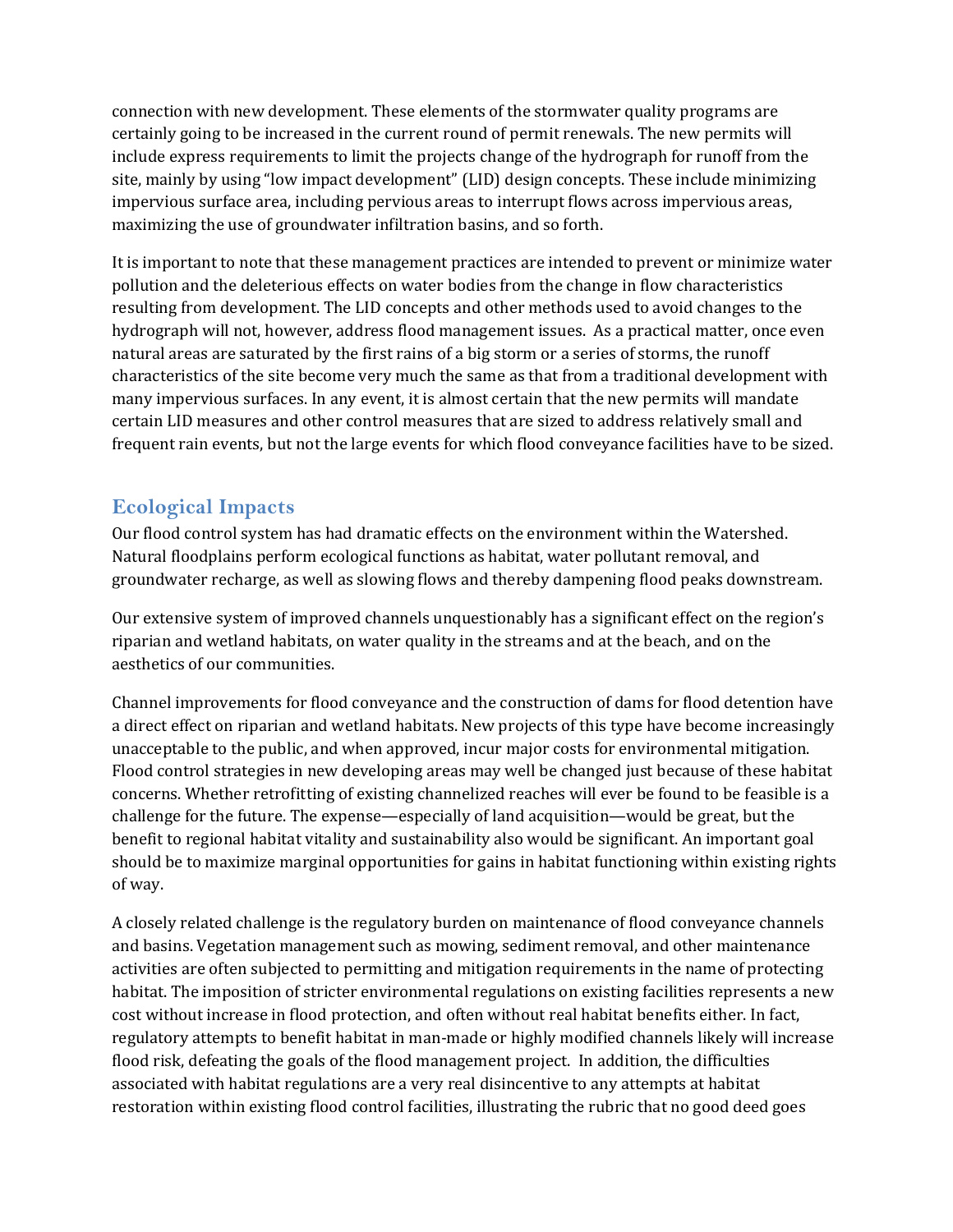connection with new development. These elements of the stormwater quality programs are certainly going to be increased in the current round of permit renewals. The new permits will include express requirements to limit the projects change of the hydrograph for runoff from the site, mainly by using "low impact development" (LID) design concepts. These include minimizing impervious surface area, including pervious areas to interrupt flows across impervious areas, maximizing the use of groundwater infiltration basins, and so forth.

It is important to note that these management practices are intended to prevent or minimize water pollution and the deleterious effects on water bodies from the change in flow characteristics resulting from development. The LID concepts and other methods used to avoid changes to the hydrograph will not, however, address flood management issues. As a practical matter, once even natural areas are saturated by the first rains of a big storm or a series of storms, the runoff characteristics of the site become very much the same as that from a traditional development with many impervious surfaces. In any event, it is almost certain that the new permits will mandate certain LID measures and other control measures that are sized to address relatively small and frequent rain events, but not the large events for which flood conveyance facilities have to be sized.

## Ecological Impacts

Our flood control system has had dramatic effects on the environment within the Watershed. Natural floodplains perform ecological functions as habitat, water pollutant removal, and groundwater recharge, as well as slowing flows and thereby dampening flood peaks downstream.

Our extensive system of improved channels unquestionably has a significant effect on the region's riparian and wetland habitats, on water quality in the streams and at the beach, and on the aesthetics of our communities.

Channel improvements for flood conveyance and the construction of dams for flood detention have a direct effect on riparian and wetland habitats. New projects of this type have become increasingly unacceptable to the public, and when approved, incur major costs for environmental mitigation. Flood control strategies in new developing areas may well be changed just because of these habitat concerns. Whether retrofitting of existing channelized reaches will ever be found to be feasible is a challenge for the future. The expense—especially of land acquisition—would be great, but the benefit to regional habitat vitality and sustainability also would be significant. An important goal should be to maximize marginal opportunities for gains in habitat functioning within existing rights of way.

A closely related challenge is the regulatory burden on maintenance of flood conveyance channels and basins. Vegetation management such as mowing, sediment removal, and other maintenance activities are often subjected to permitting and mitigation requirements in the name of protecting habitat. The imposition of stricter environmental regulations on existing facilities represents a new cost without increase in flood protection, and often without real habitat benefits either. In fact, regulatory attempts to benefit habitat in man-made or highly modified channels likely will increase flood risk, defeating the goals of the flood management project. In addition, the difficulties associated with habitat regulations are a very real disincentive to any attempts at habitat restoration within existing flood control facilities, illustrating the rubric that no good deed goes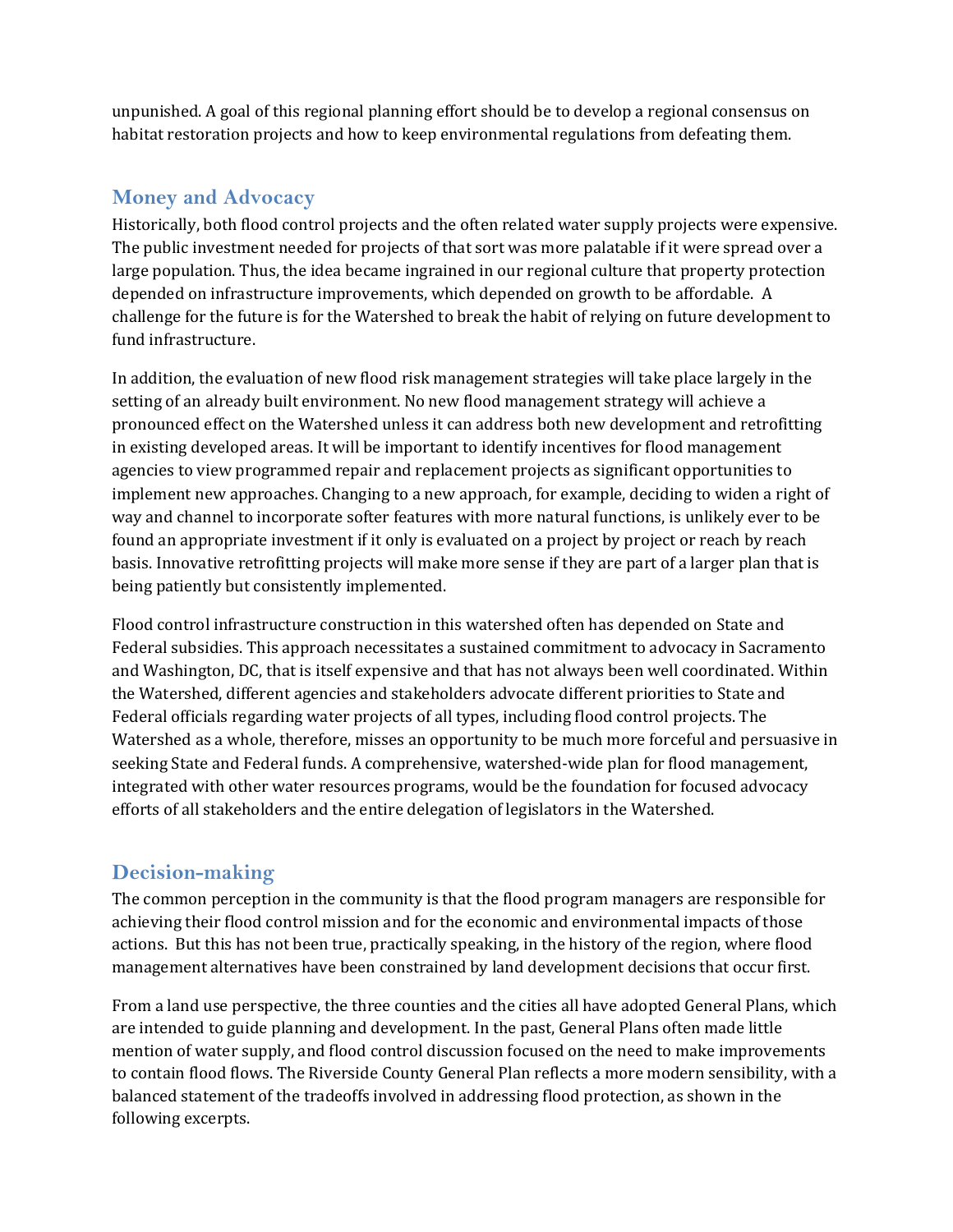unpunished. A goal of this regional planning effort should be to develop a regional consensus on habitat restoration projects and how to keep environmental regulations from defeating them.

## Money and Advocacy

Historically, both flood control projects and the often related water supply projects were expensive. The public investment needed for projects of that sort was more palatable if it were spread over a large population. Thus, the idea became ingrained in our regional culture that property protection depended on infrastructure improvements, which depended on growth to be affordable. A challenge for the future is for the Watershed to break the habit of relying on future development to fund infrastructure.

In addition, the evaluation of new flood risk management strategies will take place largely in the setting of an already built environment. No new flood management strategy will achieve a pronounced effect on the Watershed unless it can address both new development and retrofitting in existing developed areas. It will be important to identify incentives for flood management agencies to view programmed repair and replacement projects as significant opportunities to implement new approaches. Changing to a new approach, for example, deciding to widen a right of way and channel to incorporate softer features with more natural functions, is unlikely ever to be found an appropriate investment if it only is evaluated on a project by project or reach by reach basis. Innovative retrofitting projects will make more sense if they are part of a larger plan that is being patiently but consistently implemented.

Flood control infrastructure construction in this watershed often has depended on State and Federal subsidies. This approach necessitates a sustained commitment to advocacy in Sacramento and Washington, DC, that is itself expensive and that has not always been well coordinated. Within the Watershed, different agencies and stakeholders advocate different priorities to State and Federal officials regarding water projects of all types, including flood control projects. The Watershed as a whole, therefore, misses an opportunity to be much more forceful and persuasive in seeking State and Federal funds. A comprehensive, watershed-wide plan for flood management, integrated with other water resources programs, would be the foundation for focused advocacy efforts of all stakeholders and the entire delegation of legislators in the Watershed.

## Decision-making

The common perception in the community is that the flood program managers are responsible for achieving their flood control mission and for the economic and environmental impacts of those actions. But this has not been true, practically speaking, in the history of the region, where flood management alternatives have been constrained by land development decisions that occur first.

From a land use perspective, the three counties and the cities all have adopted General Plans, which are intended to guide planning and development. In the past, General Plans often made little mention of water supply, and flood control discussion focused on the need to make improvements to contain flood flows. The Riverside County General Plan reflects a more modern sensibility, with a balanced statement of the tradeoffs involved in addressing flood protection, as shown in the following excerpts.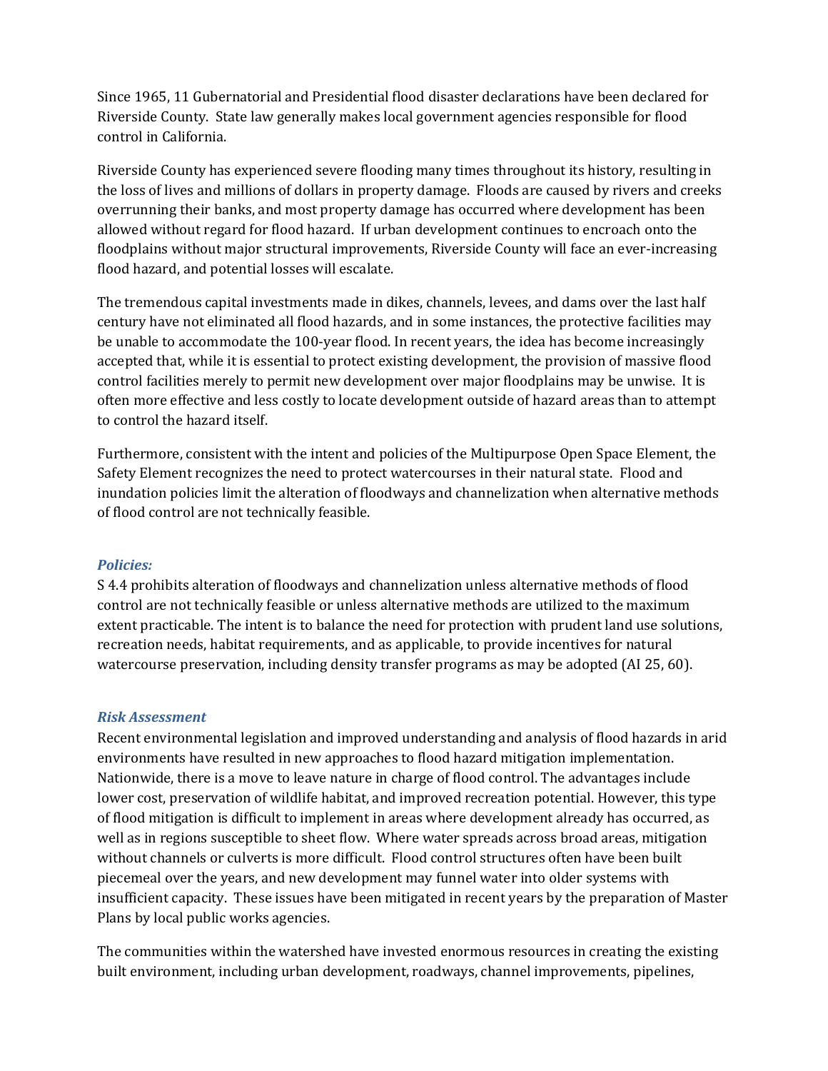Since 1965, 11 Gubernatorial and Presidential flood disaster declarations have been declared for Riverside County. State law generally makes local government agencies responsible for flood control in California.

Riverside County has experienced severe flooding many times throughout its history, resulting in the loss of lives and millions of dollars in property damage. Floods are caused by rivers and creeks overrunning their banks, and most property damage has occurred where development has been allowed without regard for flood hazard. If urban development continues to encroach onto the floodplains without major structural improvements, Riverside County will face an ever-increasing flood hazard, and potential losses will escalate.

The tremendous capital investments made in dikes, channels, levees, and dams over the last half century have not eliminated all flood hazards, and in some instances, the protective facilities may be unable to accommodate the 100-year flood. In recent years, the idea has become increasingly accepted that, while it is essential to protect existing development, the provision of massive flood control facilities merely to permit new development over major floodplains may be unwise. It is often more effective and less costly to locate development outside of hazard areas than to attempt to control the hazard itself.

Furthermore, consistent with the intent and policies of the Multipurpose Open Space Element, the Safety Element recognizes the need to protect watercourses in their natural state. Flood and inundation policies limit the alteration of floodways and channelization when alternative methods of flood control are not technically feasible.

### *Policies:*

S 4.4 prohibits alteration of floodways and channelization unless alternative methods of flood control are not technically feasible or unless alternative methods are utilized to the maximum extent practicable. The intent is to balance the need for protection with prudent land use solutions, recreation needs, habitat requirements, and as applicable, to provide incentives for natural watercourse preservation, including density transfer programs as may be adopted (AI 25, 60).

### *Risk Assessment*

Recent environmental legislation and improved understanding and analysis of flood hazards in arid environments have resulted in new approaches to flood hazard mitigation implementation. Nationwide, there is a move to leave nature in charge of flood control. The advantages include lower cost, preservation of wildlife habitat, and improved recreation potential. However, this type of flood mitigation is difficult to implement in areas where development already has occurred, as well as in regions susceptible to sheet flow. Where water spreads across broad areas, mitigation without channels or culverts is more difficult. Flood control structures often have been built piecemeal over the years, and new development may funnel water into older systems with insufficient capacity. These issues have been mitigated in recent years by the preparation of Master Plans by local public works agencies.

The communities within the watershed have invested enormous resources in creating the existing built environment, including urban development, roadways, channel improvements, pipelines,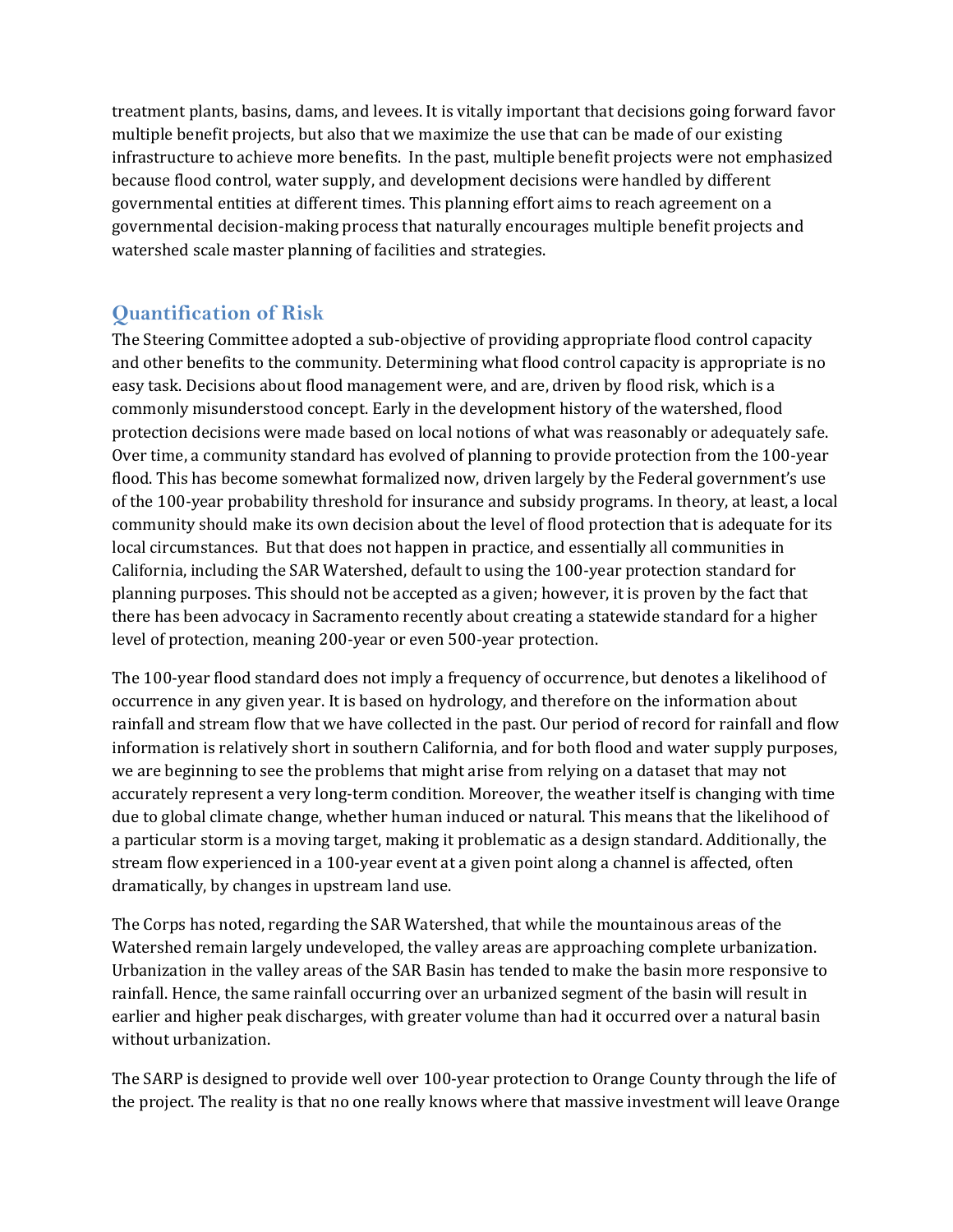treatment plants, basins, dams, and levees. It is vitally important that decisions going forward favor multiple benefit projects, but also that we maximize the use that can be made of our existing infrastructure to achieve more benefits. In the past, multiple benefit projects were not emphasized because flood control, water supply, and development decisions were handled by different governmental entities at different times. This planning effort aims to reach agreement on a governmental decision-making process that naturally encourages multiple benefit projects and watershed scale master planning of facilities and strategies.

## Quantification of Risk

The Steering Committee adopted a sub-objective of providing appropriate flood control capacity and other benefits to the community. Determining what flood control capacity is appropriate is no easy task. Decisions about flood management were, and are, driven by flood risk, which is a commonly misunderstood concept. Early in the development history of the watershed, flood protection decisions were made based on local notions of what was reasonably or adequately safe. Over time, a community standard has evolved of planning to provide protection from the 100-year flood. This has become somewhat formalized now, driven largely by the Federal government's use of the 100-year probability threshold for insurance and subsidy programs. In theory, at least, a local community should make its own decision about the level of flood protection that is adequate for its local circumstances. But that does not happen in practice, and essentially all communities in California, including the SAR Watershed, default to using the 100-year protection standard for planning purposes. This should not be accepted as a given; however, it is proven by the fact that there has been advocacy in Sacramento recently about creating a statewide standard for a higher level of protection, meaning 200-year or even 500-year protection.

The 100-year flood standard does not imply a frequency of occurrence, but denotes a likelihood of occurrence in any given year. It is based on hydrology, and therefore on the information about rainfall and stream flow that we have collected in the past. Our period of record for rainfall and flow information is relatively short in southern California, and for both flood and water supply purposes, we are beginning to see the problems that might arise from relying on a dataset that may not accurately represent a very long-term condition. Moreover, the weather itself is changing with time due to global climate change, whether human induced or natural. This means that the likelihood of a particular storm is a moving target, making it problematic as a design standard. Additionally, the stream flow experienced in a 100-year event at a given point along a channel is affected, often dramatically, by changes in upstream land use.

The Corps has noted, regarding the SAR Watershed, that while the mountainous areas of the Watershed remain largely undeveloped, the valley areas are approaching complete urbanization. Urbanization in the valley areas of the SAR Basin has tended to make the basin more responsive to rainfall. Hence, the same rainfall occurring over an urbanized segment of the basin will result in earlier and higher peak discharges, with greater volume than had it occurred over a natural basin without urbanization.

The SARP is designed to provide well over 100-year protection to Orange County through the life of the project. The reality is that no one really knows where that massive investment will leave Orange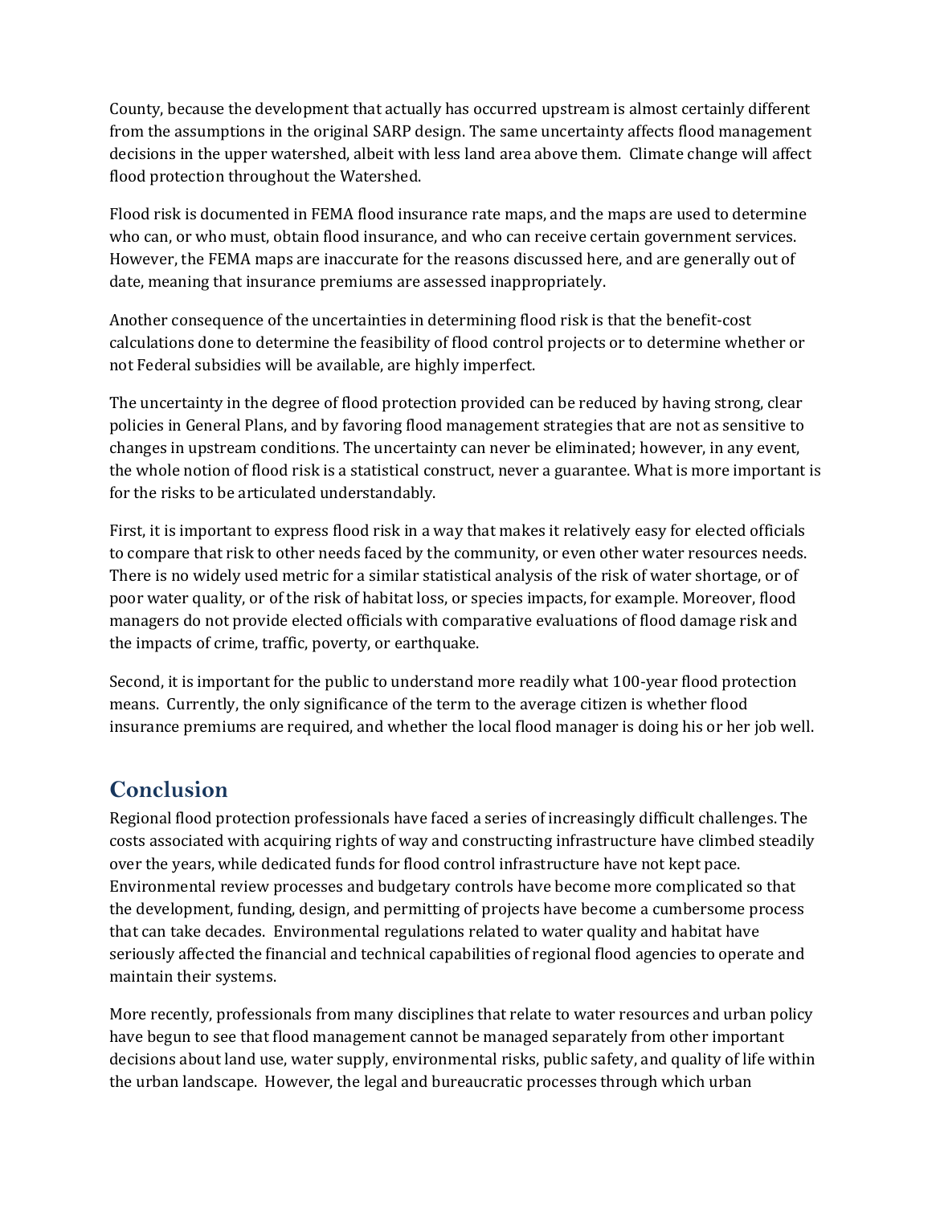County, because the development that actually has occurred upstream is almost certainly different from the assumptions in the original SARP design. The same uncertainty affects flood management decisions in the upper watershed, albeit with less land area above them. Climate change will affect flood protection throughout the Watershed.

Flood risk is documented in FEMA flood insurance rate maps, and the maps are used to determine who can, or who must, obtain flood insurance, and who can receive certain government services. However, the FEMA maps are inaccurate for the reasons discussed here, and are generally out of date, meaning that insurance premiums are assessed inappropriately.

Another consequence of the uncertainties in determining flood risk is that the benefit-cost calculations done to determine the feasibility of flood control projects or to determine whether or not Federal subsidies will be available, are highly imperfect.

The uncertainty in the degree of flood protection provided can be reduced by having strong, clear policies in General Plans, and by favoring flood management strategies that are not as sensitive to changes in upstream conditions. The uncertainty can never be eliminated; however, in any event, the whole notion of flood risk is a statistical construct, never a guarantee. What is more important is for the risks to be articulated understandably.

First, it is important to express flood risk in a way that makes it relatively easy for elected officials to compare that risk to other needs faced by the community, or even other water resources needs. There is no widely used metric for a similar statistical analysis of the risk of water shortage, or of poor water quality, or of the risk of habitat loss, or species impacts, for example. Moreover, flood managers do not provide elected officials with comparative evaluations of flood damage risk and the impacts of crime, traffic, poverty, or earthquake.

Second, it is important for the public to understand more readily what 100-year flood protection means. Currently, the only significance of the term to the average citizen is whether flood insurance premiums are required, and whether the local flood manager is doing his or her job well.

## Conclusion

Regional flood protection professionals have faced a series of increasingly difficult challenges. The costs associated with acquiring rights of way and constructing infrastructure have climbed steadily over the years, while dedicated funds for flood control infrastructure have not kept pace. Environmental review processes and budgetary controls have become more complicated so that the development, funding, design, and permitting of projects have become a cumbersome process that can take decades. Environmental regulations related to water quality and habitat have seriously affected the financial and technical capabilities of regional flood agencies to operate and maintain their systems.

More recently, professionals from many disciplines that relate to water resources and urban policy have begun to see that flood management cannot be managed separately from other important decisions about land use, water supply, environmental risks, public safety, and quality of life within the urban landscape. However, the legal and bureaucratic processes through which urban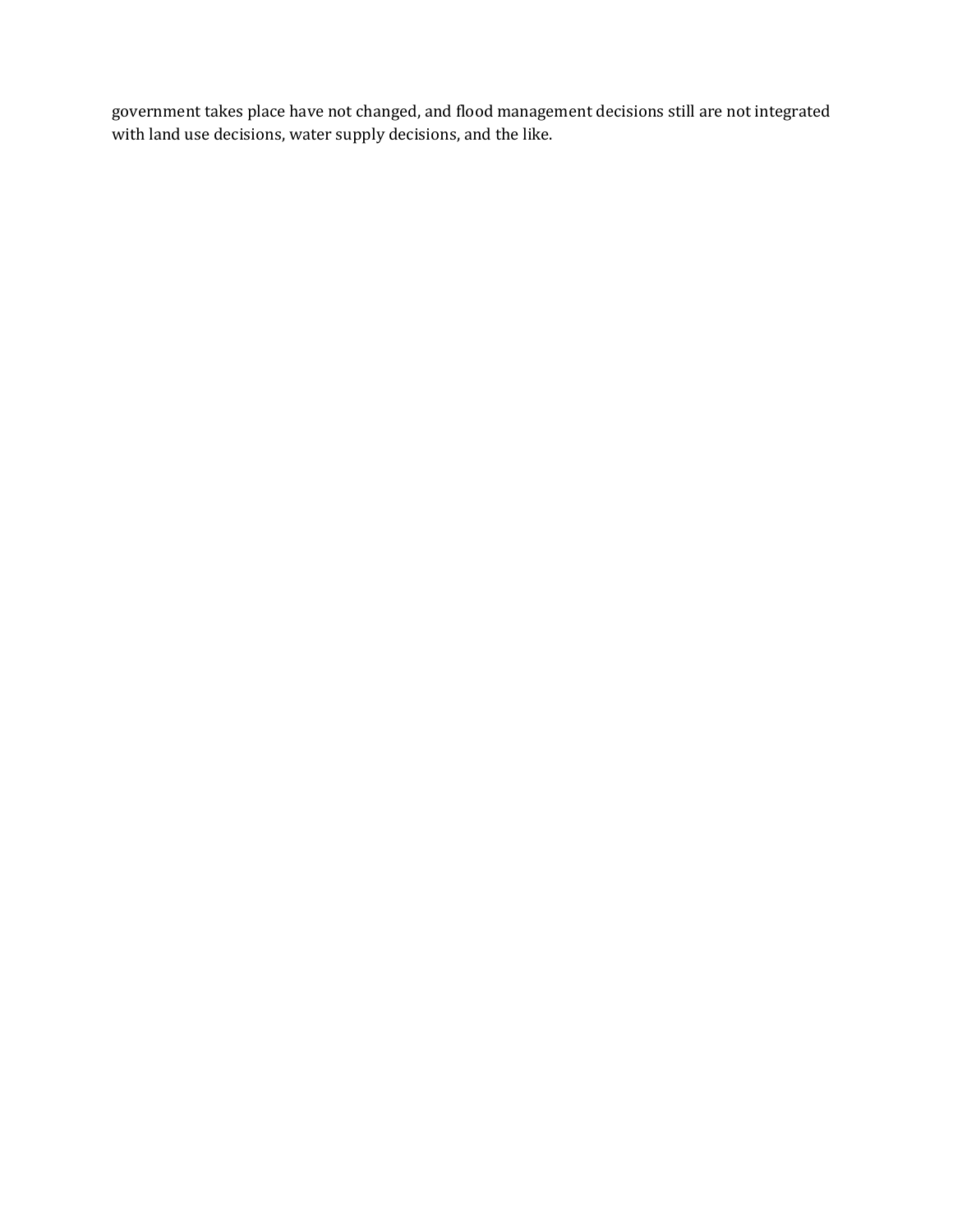government takes place have not changed, and flood management decisions still are not integrated with land use decisions, water supply decisions, and the like.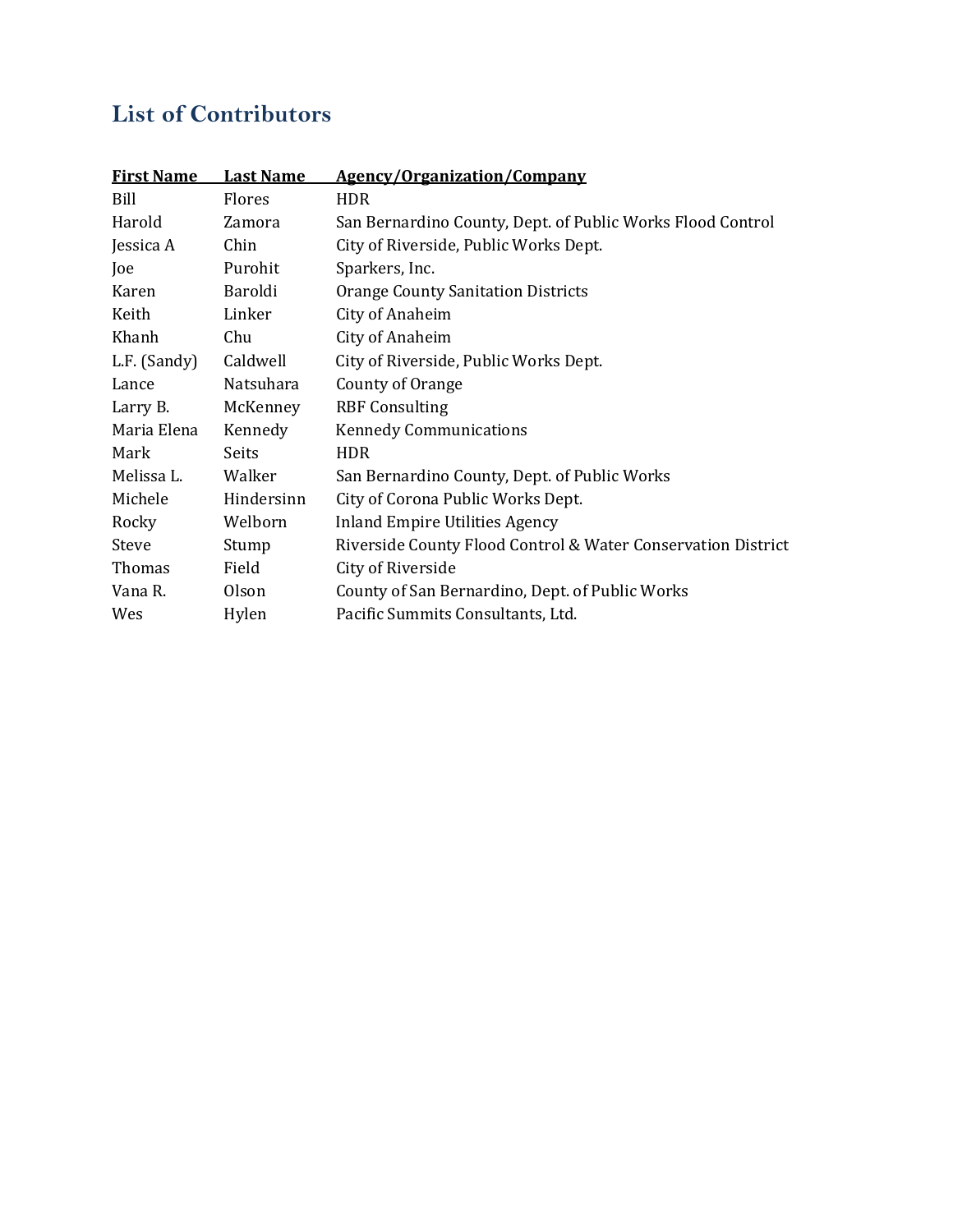## List of Contributors

| First Name | Last Name | Agency/Organization/Company |
| --- | --- | --- |
| Bill | Flores | HDR |
| Harold | Zamora | San Bernardino County, Dept. of Public Works Flood Control |
| Jessica A | Chin | City of Riverside, Public Works Dept. |
| Joe | Purohit | Sparkers, Inc. |
| Karen | Baroldi | Orange County Sanitation Districts |
| Keith | Linker | City of Anaheim |
| Khanh | Chu | City of Anaheim |
| L.F. (Sandy) | Caldwell | City of Riverside, Public Works Dept. |
| Lance | Natsuhara | County of Orange |
| Larry B. | McKenney | RBF Consulting |
| Maria Elena | Kennedy | Kennedy Communications |
| Mark | Seits | HDR |
| Melissa L. | Walker | San Bernardino County, Dept. of Public Works |
| Michele | Hindersinn | City of Corona Public Works Dept. |
| Rocky | Welborn | Inland Empire Utilities Agency |
| Steve | Stump | Riverside County Flood Control & Water Conservation District |
| Thomas | Field | City of Riverside |
| Vana R. | Olson | County of San Bernardino, Dept. of Public Works |
| Wes | Hylen | Pacific Summits Consultants, Ltd. |